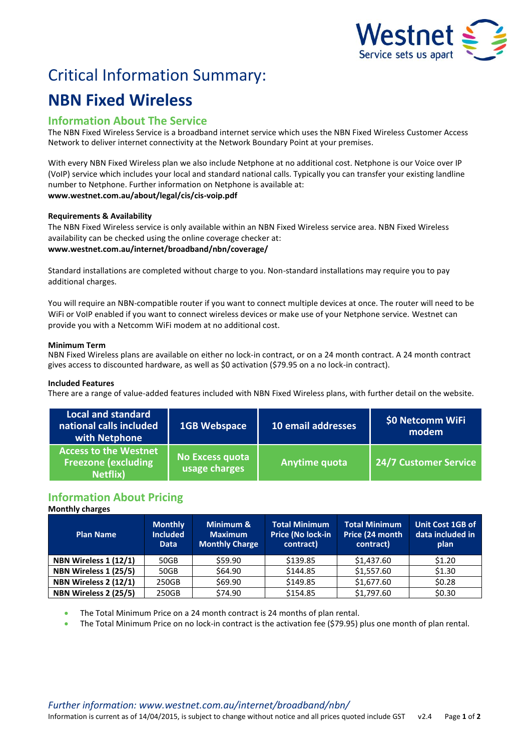Westnet
Service sets us apart

# Critical Information Summary:

# NBN Fixed Wireless

## Information About The Service

The NBN Fixed Wireless Service is a broadband internet service which uses the NBN Fixed Wireless Customer Access Network to deliver internet connectivity at the Network Boundary Point at your premises.

With every NBN Fixed Wireless plan we also include Netphone at no additional cost. Netphone is our Voice over IP (VoIP) service which includes your local and standard national calls. Typically you can transfer your existing landline number to Netphone. Further information on Netphone is available at:
**www.westnet.com.au/about/legal/cis/cis-voip.pdf**

**Requirements & Availability**

The NBN Fixed Wireless service is only available within an NBN Fixed Wireless service area. NBN Fixed Wireless availability can be checked using the online coverage checker at:
**www.westnet.com.au/internet/broadband/nbn/coverage/**

Standard installations are completed without charge to you. Non-standard installations may require you to pay additional charges.

You will require an NBN-compatible router if you want to connect multiple devices at once. The router will need to be WiFi or VoIP enabled if you want to connect wireless devices or make use of your Netphone service. Westnet can provide you with a Netcomm WiFi modem at no additional cost.

**Minimum Term**

NBN Fixed Wireless plans are available on either no lock-in contract, or on a 24 month contract. A 24 month contract gives access to discounted hardware, as well as $0 activation ($79.95 on a no lock-in contract).

**Included Features**

There are a range of value-added features included with NBN Fixed Wireless plans, with further detail on the website.

| Local and standard national calls included with Netphone | 1GB Webspace | 10 email addresses | $0 Netcomm WiFi modem |
|---|---|---|---|
| Access to the Westnet Freezone (excluding Netflix) | No Excess quota usage charges | Anytime quota | 24/7 Customer Service |

## Information About Pricing

**Monthly charges**

| Plan Name | Monthly Included Data | Minimum & Maximum Monthly Charge | Total Minimum Price (No lock-in contract) | Total Minimum Price (24 month contract) | Unit Cost 1GB of data included in plan |
|---|---|---|---|---|---|
| **NBN Wireless 1 (12/1)** | 50GB | $59.90 | $139.85 | $1,437.60 | $1.20 |
| **NBN Wireless 1 (25/5)** | 50GB | $64.90 | $144.85 | $1,557.60 | $1.30 |
| **NBN Wireless 2 (12/1)** | 250GB | $69.90 | $149.85 | $1,677.60 | $0.28 |
| **NBN Wireless 2 (25/5)** | 250GB | $74.90 | $154.85 | $1,797.60 | $0.30 |

- The Total Minimum Price on a 24 month contract is 24 months of plan rental.
- The Total Minimum Price on no lock-in contract is the activation fee ($79.95) plus one month of plan rental.

*Further information: www.westnet.com.au/internet/broadband/nbn/*

Information is current as of 14/04/2015, is subject to change without notice and all prices quoted include GST v2.4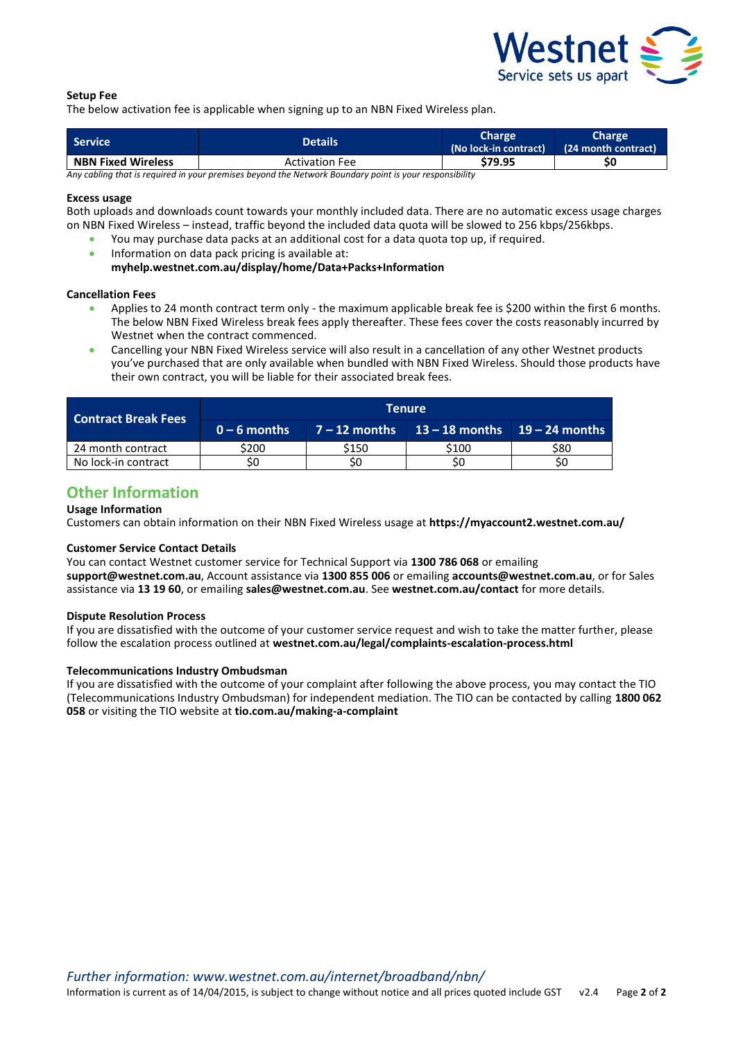**Setup Fee**

The below activation fee is applicable when signing up to an NBN Fixed Wireless plan.

| Service | Details | Charge (No lock-in contract) | Charge (24 month contract) |
|---|---|---|---|
| **NBN Fixed Wireless** | Activation Fee | **$79.95** | **$0** |

*Any cabling that is required in your premises beyond the Network Boundary point is your responsibility*

**Excess usage**

Both uploads and downloads count towards your monthly included data. There are no automatic excess usage charges on NBN Fixed Wireless – instead, traffic beyond the included data quota will be slowed to 256 kbps/256kbps.

- You may purchase data packs at an additional cost for a data quota top up, if required.
- Information on data pack pricing is available at: **myhelp.westnet.com.au/display/home/Data+Packs+Information**

**Cancellation Fees**

- Applies to 24 month contract term only - the maximum applicable break fee is $200 within the first 6 months. The below NBN Fixed Wireless break fees apply thereafter. These fees cover the costs reasonably incurred by Westnet when the contract commenced.
- Cancelling your NBN Fixed Wireless service will also result in a cancellation of any other Westnet products you've purchased that are only available when bundled with NBN Fixed Wireless. Should those products have their own contract, you will be liable for their associated break fees.

| Contract Break Fees | Tenure | | | |
|---|---|---|---|---|
| | **0 – 6 months** | **7 – 12 months** | **13 – 18 months** | **19 – 24 months** |
| 24 month contract | $200 | $150 | $100 | $80 |
| No lock-in contract | $0 | $0 | $0 | $0 |

## Other Information

**Usage Information**

Customers can obtain information on their NBN Fixed Wireless usage at **https://myaccount2.westnet.com.au/**

**Customer Service Contact Details**

You can contact Westnet customer service for Technical Support via **1300 786 068** or emailing **support@westnet.com.au**, Account assistance via **1300 855 006** or emailing **accounts@westnet.com.au**, or for Sales assistance via **13 19 60**, or emailing **sales@westnet.com.au**. See **westnet.com.au/contact** for more details.

**Dispute Resolution Process**

If you are dissatisfied with the outcome of your customer service request and wish to take the matter further, please follow the escalation process outlined at **westnet.com.au/legal/complaints-escalation-process.html**

**Telecommunications Industry Ombudsman**

If you are dissatisfied with the outcome of your complaint after following the above process, you may contact the TIO (Telecommunications Industry Ombudsman) for independent mediation. The TIO can be contacted by calling **1800 062 058** or visiting the TIO website at **tio.com.au/making-a-complaint**

*Further information: www.westnet.com.au/internet/broadband/nbn/*

Information is current as of 14/04/2015, is subject to change without notice and all prices quoted include GST v2.4